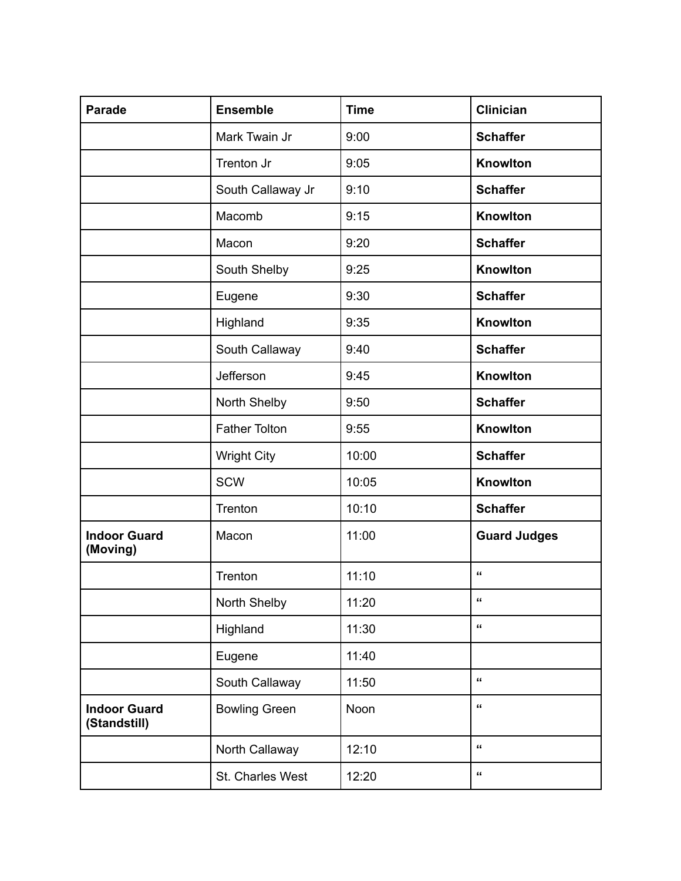| Parade | Ensemble | Time | Clinician |
|---|---|---|---|
| | Mark Twain Jr | 9:00 | **Schaffer** |
| | Trenton Jr | 9:05 | **Knowlton** |
| | South Callaway Jr | 9:10 | **Schaffer** |
| | Macomb | 9:15 | **Knowlton** |
| | Macon | 9:20 | **Schaffer** |
| | South Shelby | 9:25 | **Knowlton** |
| | Eugene | 9:30 | **Schaffer** |
| | Highland | 9:35 | **Knowlton** |
| | South Callaway | 9:40 | **Schaffer** |
| | Jefferson | 9:45 | **Knowlton** |
| | North Shelby | 9:50 | **Schaffer** |
| | Father Tolton | 9:55 | **Knowlton** |
| | Wright City | 10:00 | **Schaffer** |
| | SCW | 10:05 | **Knowlton** |
| | Trenton | 10:10 | **Schaffer** |
| **Indoor Guard (Moving)** | Macon | 11:00 | **Guard Judges** |
| | Trenton | 11:10 | " |
| | North Shelby | 11:20 | " |
| | Highland | 11:30 | " |
| | Eugene | 11:40 | |
| | South Callaway | 11:50 | " |
| **Indoor Guard (Standstill)** | Bowling Green | Noon | " |
| | North Callaway | 12:10 | " |
| | St. Charles West | 12:20 | " |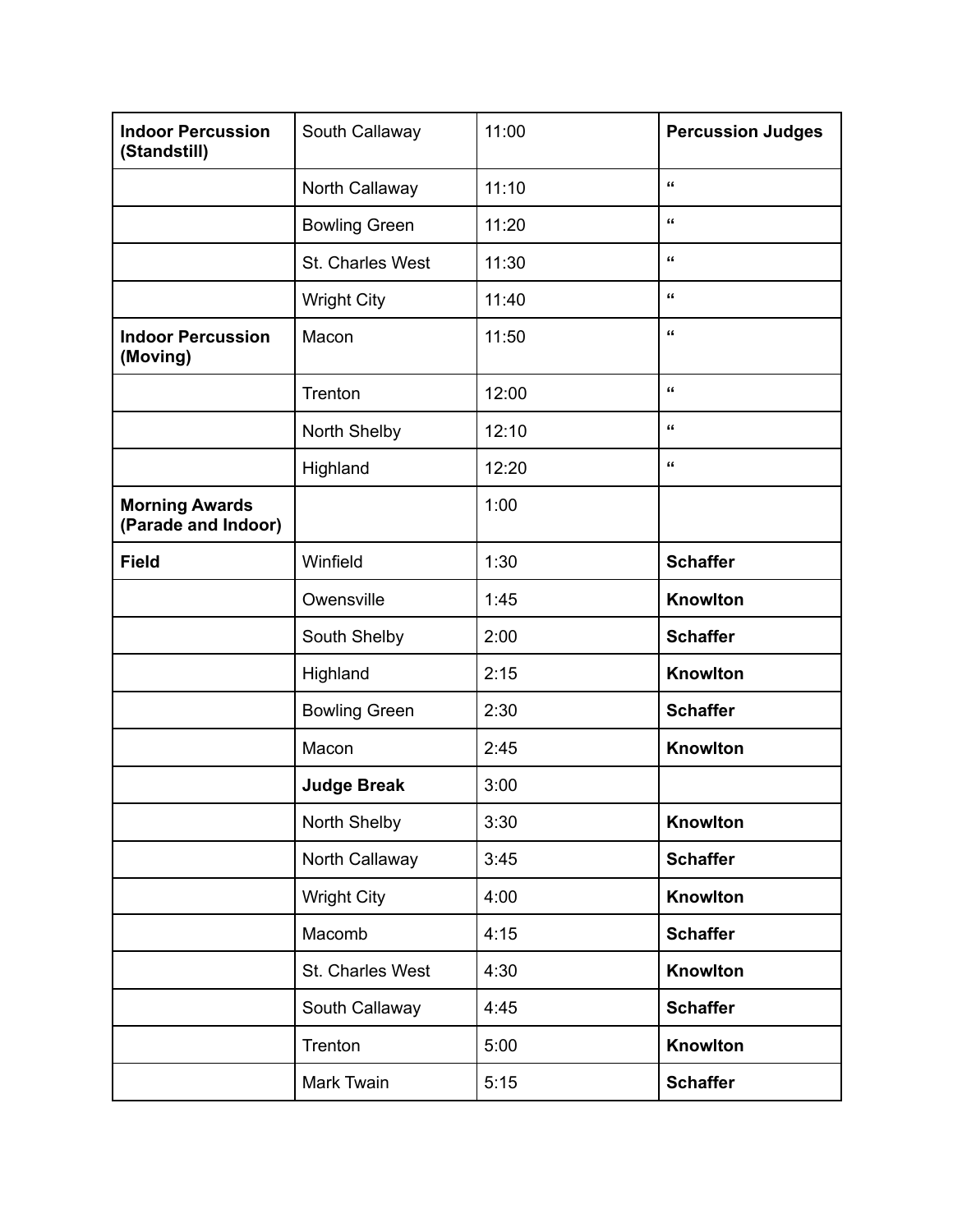| **Indoor Percussion (Standstill)** | South Callaway | 11:00 | **Percussion Judges** |
|---|---|---|---|
| | North Callaway | 11:10 | " |
| | Bowling Green | 11:20 | " |
| | St. Charles West | 11:30 | " |
| | Wright City | 11:40 | " |
| **Indoor Percussion (Moving)** | Macon | 11:50 | " |
| | Trenton | 12:00 | " |
| | North Shelby | 12:10 | " |
| | Highland | 12:20 | " |
| **Morning Awards (Parade and Indoor)** | | 1:00 | |
| **Field** | Winfield | 1:30 | **Schaffer** |
| | Owensville | 1:45 | **Knowlton** |
| | South Shelby | 2:00 | **Schaffer** |
| | Highland | 2:15 | **Knowlton** |
| | Bowling Green | 2:30 | **Schaffer** |
| | Macon | 2:45 | **Knowlton** |
| | **Judge Break** | 3:00 | |
| | North Shelby | 3:30 | **Knowlton** |
| | North Callaway | 3:45 | **Schaffer** |
| | Wright City | 4:00 | **Knowlton** |
| | Macomb | 4:15 | **Schaffer** |
| | St. Charles West | 4:30 | **Knowlton** |
| | South Callaway | 4:45 | **Schaffer** |
| | Trenton | 5:00 | **Knowlton** |
| | Mark Twain | 5:15 | **Schaffer** |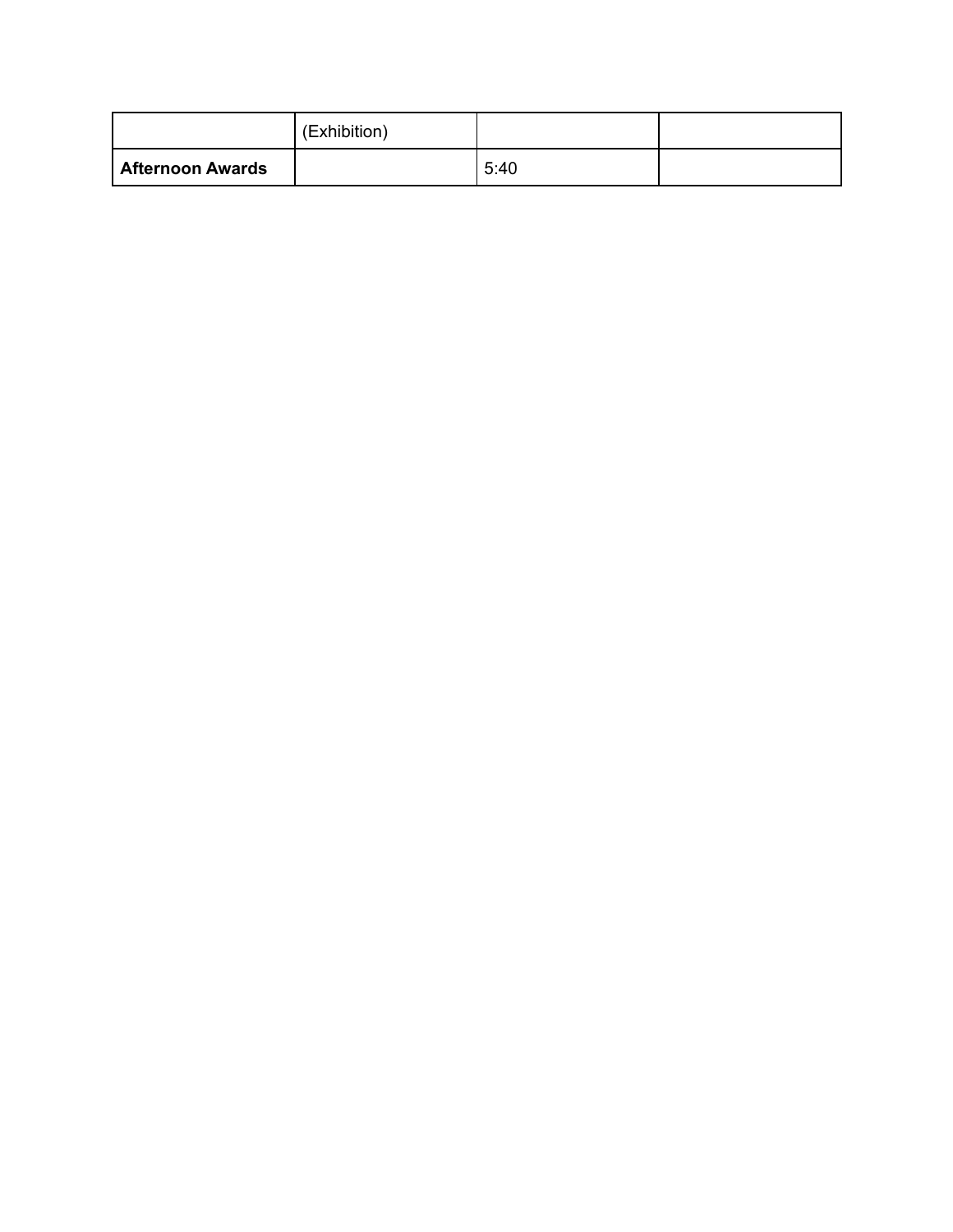| | | | |
|---|---|---|---|
| | (Exhibition) | | |
| **Afternoon Awards** | | 5:40 | |